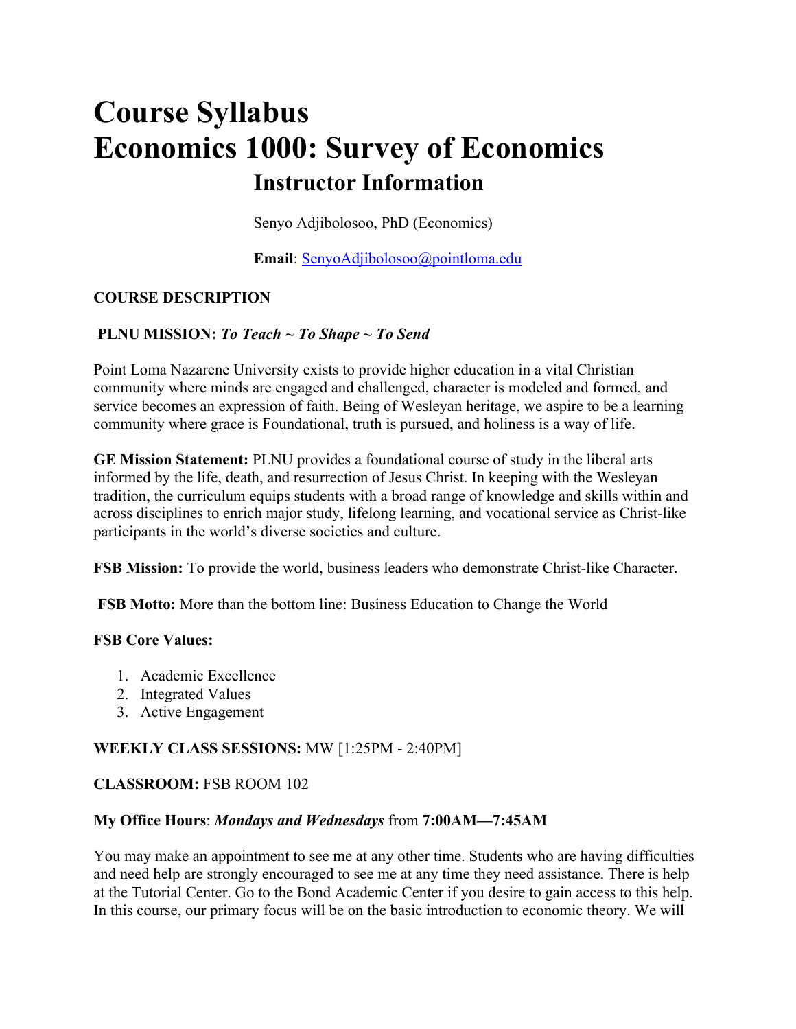# Course Syllabus
# Economics 1000: Survey of Economics

## Instructor Information

Senyo Adjibolosoo, PhD (Economics)

**Email**: SenyoAdjibolosoo@pointloma.edu

**COURSE DESCRIPTION**

**PLNU MISSION:** ***To Teach ~ To Shape ~ To Send***

Point Loma Nazarene University exists to provide higher education in a vital Christian community where minds are engaged and challenged, character is modeled and formed, and service becomes an expression of faith. Being of Wesleyan heritage, we aspire to be a learning community where grace is Foundational, truth is pursued, and holiness is a way of life.

**GE Mission Statement:** PLNU provides a foundational course of study in the liberal arts informed by the life, death, and resurrection of Jesus Christ. In keeping with the Wesleyan tradition, the curriculum equips students with a broad range of knowledge and skills within and across disciplines to enrich major study, lifelong learning, and vocational service as Christ-like participants in the world's diverse societies and culture.

**FSB Mission:** To provide the world, business leaders who demonstrate Christ-like Character.

**FSB Motto:** More than the bottom line: Business Education to Change the World

**FSB Core Values:**

1. Academic Excellence
2. Integrated Values
3. Active Engagement

**WEEKLY CLASS SESSIONS:** MW [1:25PM - 2:40PM]

**CLASSROOM:** FSB ROOM 102

**My Office Hours**: ***Mondays and Wednesdays*** from **7:00AM—7:45AM**

You may make an appointment to see me at any other time. Students who are having difficulties and need help are strongly encouraged to see me at any time they need assistance. There is help at the Tutorial Center. Go to the Bond Academic Center if you desire to gain access to this help. In this course, our primary focus will be on the basic introduction to economic theory. We will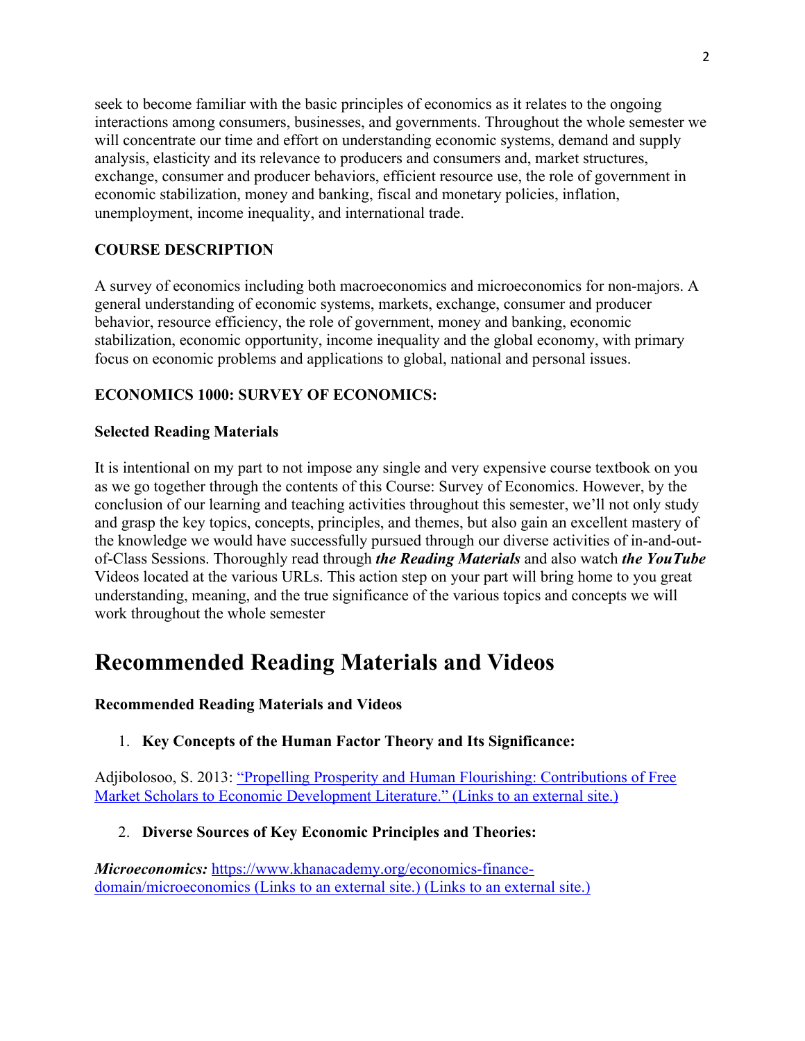seek to become familiar with the basic principles of economics as it relates to the ongoing interactions among consumers, businesses, and governments. Throughout the whole semester we will concentrate our time and effort on understanding economic systems, demand and supply analysis, elasticity and its relevance to producers and consumers and, market structures, exchange, consumer and producer behaviors, efficient resource use, the role of government in economic stabilization, money and banking, fiscal and monetary policies, inflation, unemployment, income inequality, and international trade.

**COURSE DESCRIPTION**

A survey of economics including both macroeconomics and microeconomics for non-majors. A general understanding of economic systems, markets, exchange, consumer and producer behavior, resource efficiency, the role of government, money and banking, economic stabilization, economic opportunity, income inequality and the global economy, with primary focus on economic problems and applications to global, national and personal issues.

**ECONOMICS 1000: SURVEY OF ECONOMICS:**

**Selected Reading Materials**

It is intentional on my part to not impose any single and very expensive course textbook on you as we go together through the contents of this Course: Survey of Economics. However, by the conclusion of our learning and teaching activities throughout this semester, we'll not only study and grasp the key topics, concepts, principles, and themes, but also gain an excellent mastery of the knowledge we would have successfully pursued through our diverse activities of in-and-out-of-Class Sessions. Thoroughly read through ***the Reading Materials*** and also watch ***the YouTube*** Videos located at the various URLs. This action step on your part will bring home to you great understanding, meaning, and the true significance of the various topics and concepts we will work throughout the whole semester

# Recommended Reading Materials and Videos

**Recommended Reading Materials and Videos**

1. **Key Concepts of the Human Factor Theory and Its Significance:**

Adjibolosoo, S. 2013: "Propelling Prosperity and Human Flourishing: Contributions of Free Market Scholars to Economic Development Literature." (Links to an external site.)

2. **Diverse Sources of Key Economic Principles and Theories:**

***Microeconomics:*** https://www.khanacademy.org/economics-finance-domain/microeconomics (Links to an external site.) (Links to an external site.)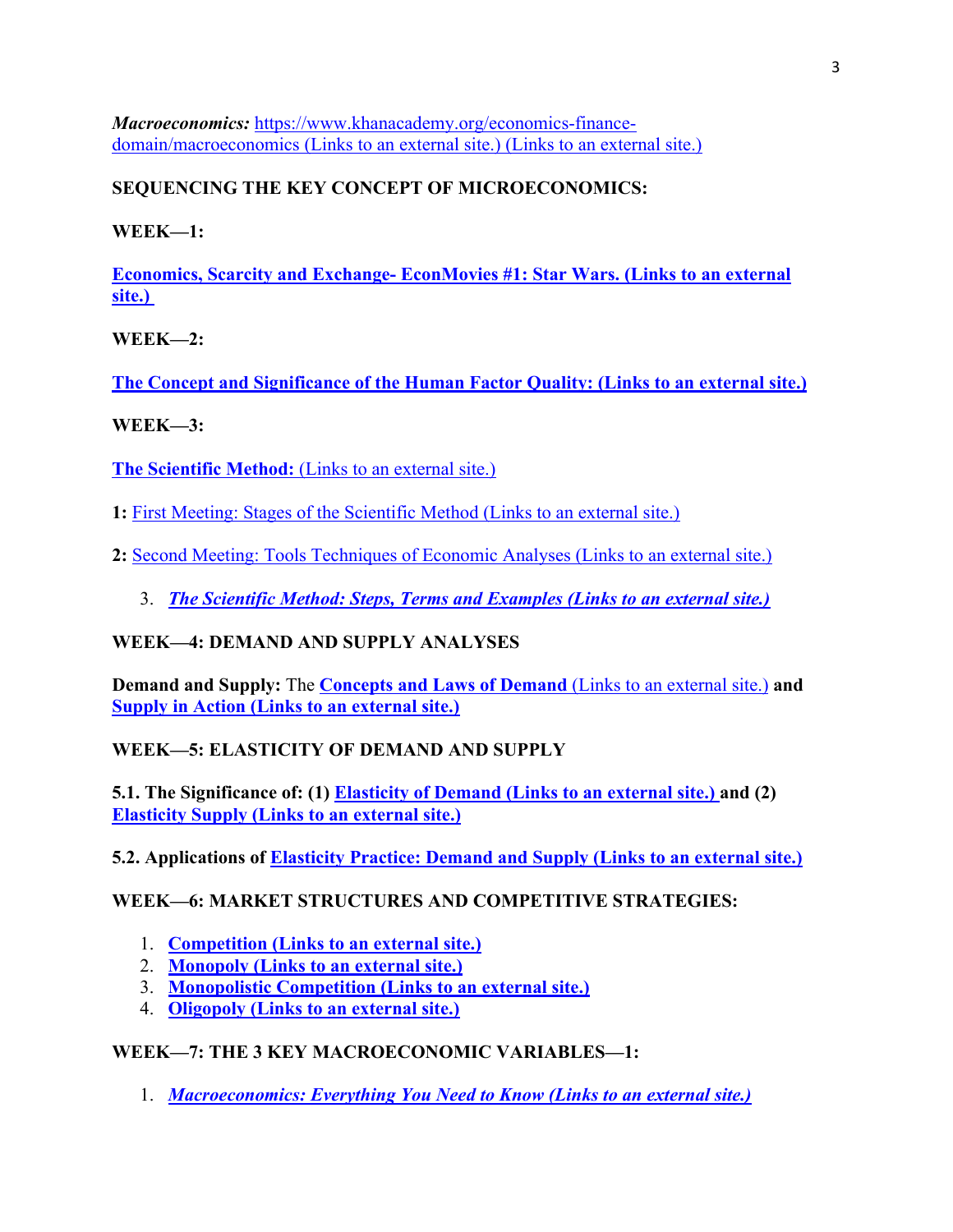***Macroeconomics:*** https://www.khanacademy.org/economics-finance-domain/macroeconomics (Links to an external site.) (Links to an external site.)

**SEQUENCING THE KEY CONCEPT OF MICROECONOMICS:**

**WEEK—1:**

**Economics, Scarcity and Exchange- EconMovies #1: Star Wars. (Links to an external site.)**

**WEEK—2:**

**The Concept and Significance of the Human Factor Quality: (Links to an external site.)**

**WEEK—3:**

**The Scientific Method:** (Links to an external site.)

**1:** First Meeting: Stages of the Scientific Method (Links to an external site.)

**2:** Second Meeting: Tools Techniques of Economic Analyses (Links to an external site.)

3. ***The Scientific Method: Steps, Terms and Examples (Links to an external site.)***

**WEEK—4: DEMAND AND SUPPLY ANALYSES**

**Demand and Supply:** The **Concepts and Laws of Demand** (Links to an external site.) **and Supply in Action (Links to an external site.)**

**WEEK—5: ELASTICITY OF DEMAND AND SUPPLY**

**5.1. The Significance of: (1) Elasticity of Demand (Links to an external site.) and (2) Elasticity Supply (Links to an external site.)**

**5.2. Applications of Elasticity Practice: Demand and Supply (Links to an external site.)**

**WEEK—6: MARKET STRUCTURES AND COMPETITIVE STRATEGIES:**

1. **Competition (Links to an external site.)**
2. **Monopoly (Links to an external site.)**
3. **Monopolistic Competition (Links to an external site.)**
4. **Oligopoly (Links to an external site.)**

**WEEK—7: THE 3 KEY MACROECONOMIC VARIABLES—1:**

1. ***Macroeconomics: Everything You Need to Know (Links to an external site.)***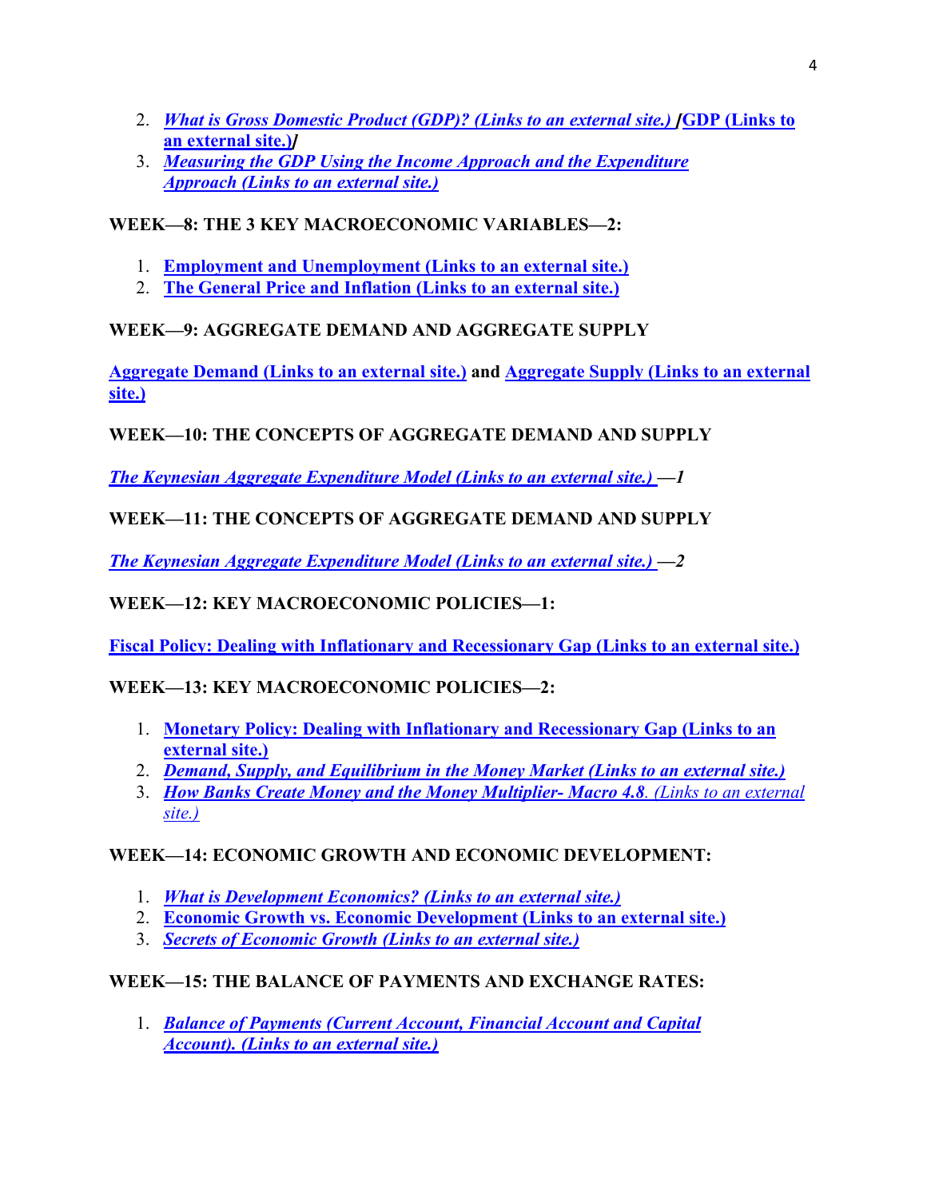2. *What is Gross Domestic Product (GDP)? (Links to an external site.)* **/GDP (Links to an external site.)/**
3. *Measuring the GDP Using the Income Approach and the Expenditure Approach (Links to an external site.)*

**WEEK—8: THE 3 KEY MACROECONOMIC VARIABLES—2:**

1. **Employment and Unemployment (Links to an external site.)**
2. **The General Price and Inflation (Links to an external site.)**

**WEEK—9: AGGREGATE DEMAND AND AGGREGATE SUPPLY**

**Aggregate Demand (Links to an external site.) and Aggregate Supply (Links to an external site.)**

**WEEK—10: THE CONCEPTS OF AGGREGATE DEMAND AND SUPPLY**

***The Keynesian Aggregate Expenditure Model (Links to an external site.) —1***

**WEEK—11: THE CONCEPTS OF AGGREGATE DEMAND AND SUPPLY**

***The Keynesian Aggregate Expenditure Model (Links to an external site.) —2***

**WEEK—12: KEY MACROECONOMIC POLICIES—1:**

**Fiscal Policy: Dealing with Inflationary and Recessionary Gap (Links to an external site.)**

**WEEK—13: KEY MACROECONOMIC POLICIES—2:**

1. **Monetary Policy: Dealing with Inflationary and Recessionary Gap (Links to an external site.)**
2. ***Demand, Supply, and Equilibrium in the Money Market (Links to an external site.)***
3. ***How Banks Create Money and the Money Multiplier- Macro 4.8****. (Links to an external site.)*

**WEEK—14: ECONOMIC GROWTH AND ECONOMIC DEVELOPMENT:**

1. ***What is Development Economics? (Links to an external site.)***
2. **Economic Growth vs. Economic Development (Links to an external site.)**
3. ***Secrets of Economic Growth (Links to an external site.)***

**WEEK—15: THE BALANCE OF PAYMENTS AND EXCHANGE RATES:**

1. ***Balance of Payments (Current Account, Financial Account and Capital Account). (Links to an external site.)***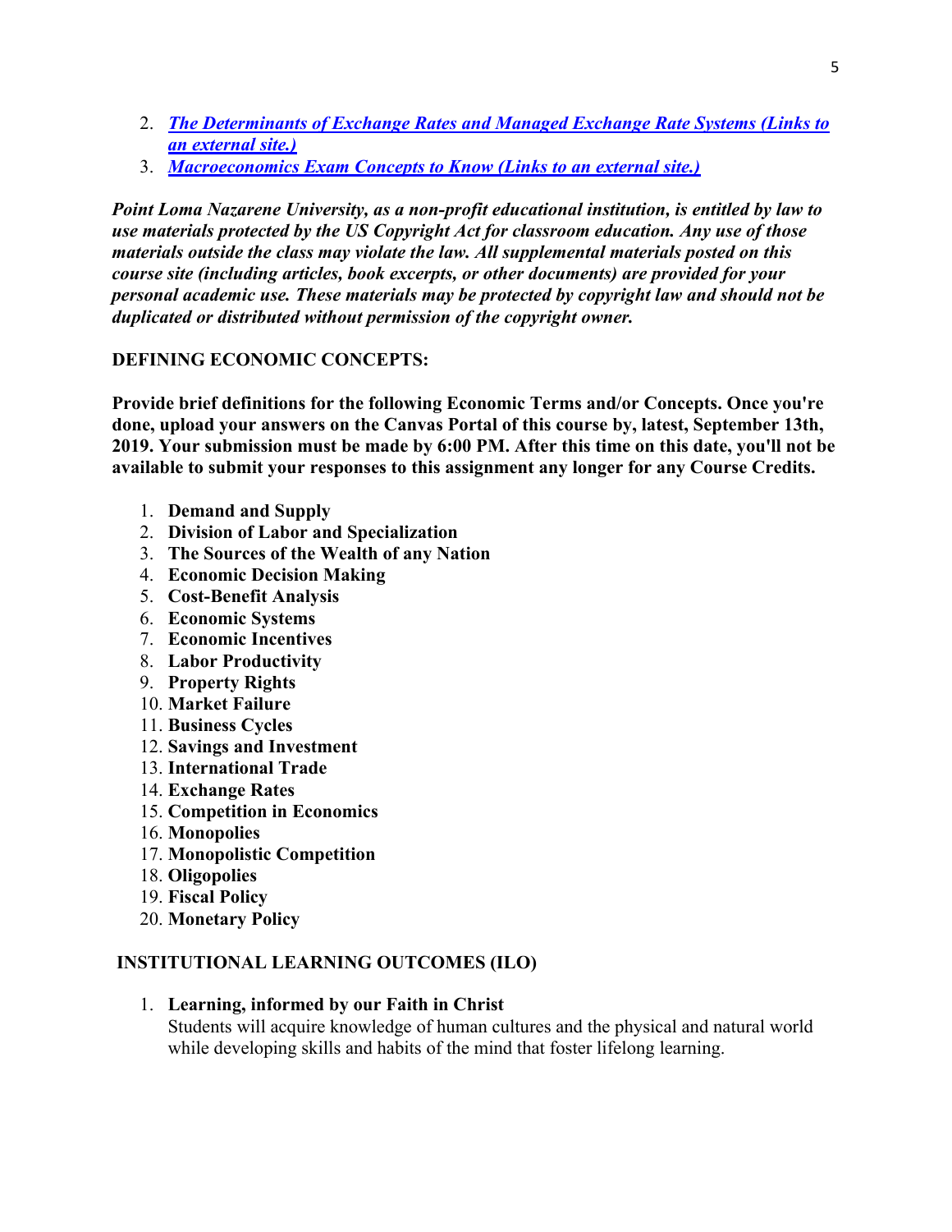2. ***[The Determinants of Exchange Rates and Managed Exchange Rate Systems (Links to an external site.)]***
3. ***[Macroeconomics Exam Concepts to Know (Links to an external site.)]***

***Point Loma Nazarene University, as a non-profit educational institution, is entitled by law to use materials protected by the US Copyright Act for classroom education. Any use of those materials outside the class may violate the law. All supplemental materials posted on this course site (including articles, book excerpts, or other documents) are provided for your personal academic use. These materials may be protected by copyright law and should not be duplicated or distributed without permission of the copyright owner.***

**DEFINING ECONOMIC CONCEPTS:**

**Provide brief definitions for the following Economic Terms and/or Concepts. Once you're done, upload your answers on the Canvas Portal of this course by, latest, September 13th, 2019. Your submission must be made by 6:00 PM. After this time on this date, you'll not be available to submit your responses to this assignment any longer for any Course Credits.**

1. **Demand and Supply**
2. **Division of Labor and Specialization**
3. **The Sources of the Wealth of any Nation**
4. **Economic Decision Making**
5. **Cost-Benefit Analysis**
6. **Economic Systems**
7. **Economic Incentives**
8. **Labor Productivity**
9. **Property Rights**
10. **Market Failure**
11. **Business Cycles**
12. **Savings and Investment**
13. **International Trade**
14. **Exchange Rates**
15. **Competition in Economics**
16. **Monopolies**
17. **Monopolistic Competition**
18. **Oligopolies**
19. **Fiscal Policy**
20. **Monetary Policy**

**INSTITUTIONAL LEARNING OUTCOMES (ILO)**

1. **Learning, informed by our Faith in Christ**
   Students will acquire knowledge of human cultures and the physical and natural world while developing skills and habits of the mind that foster lifelong learning.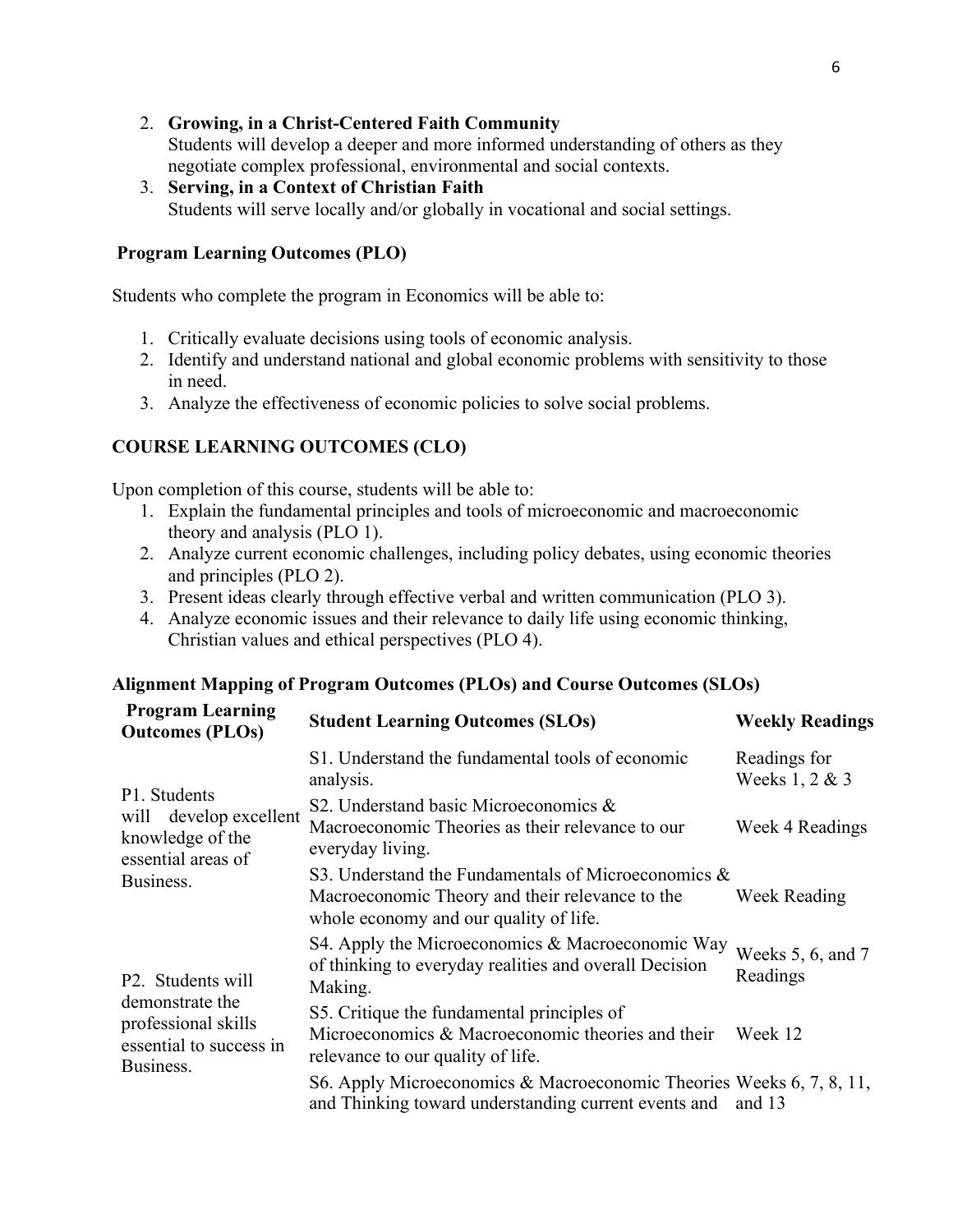2. **Growing, in a Christ-Centered Faith Community**
   Students will develop a deeper and more informed understanding of others as they negotiate complex professional, environmental and social contexts.
3. **Serving, in a Context of Christian Faith**
   Students will serve locally and/or globally in vocational and social settings.

### Program Learning Outcomes (PLO)

Students who complete the program in Economics will be able to:

1. Critically evaluate decisions using tools of economic analysis.
2. Identify and understand national and global economic problems with sensitivity to those in need.
3. Analyze the effectiveness of economic policies to solve social problems.

### COURSE LEARNING OUTCOMES (CLO)

Upon completion of this course, students will be able to:

1. Explain the fundamental principles and tools of microeconomic and macroeconomic theory and analysis (PLO 1).
2. Analyze current economic challenges, including policy debates, using economic theories and principles (PLO 2).
3. Present ideas clearly through effective verbal and written communication (PLO 3).
4. Analyze economic issues and their relevance to daily life using economic thinking, Christian values and ethical perspectives (PLO 4).

### Alignment Mapping of Program Outcomes (PLOs) and Course Outcomes (SLOs)

| Program Learning Outcomes (PLOs) | Student Learning Outcomes (SLOs) | Weekly Readings |
|---|---|---|
| P1. Students will develop excellent knowledge of the essential areas of Business. | S1. Understand the fundamental tools of economic analysis. | Readings for Weeks 1, 2 & 3 |
| | S2. Understand basic Microeconomics & Macroeconomic Theories as their relevance to our everyday living. | Week 4 Readings |
| | S3. Understand the Fundamentals of Microeconomics & Macroeconomic Theory and their relevance to the whole economy and our quality of life. | Week Reading |
| P2. Students will demonstrate the professional skills essential to success in Business. | S4. Apply the Microeconomics & Macroeconomic Way of thinking to everyday realities and overall Decision Making. | Weeks 5, 6, and 7 Readings |
| | S5. Critique the fundamental principles of Microeconomics & Macroeconomic theories and their relevance to our quality of life. | Week 12 |
| | S6. Apply Microeconomics & Macroeconomic Theories and Thinking toward understanding current events and | Weeks 6, 7, 8, 11, and 13 |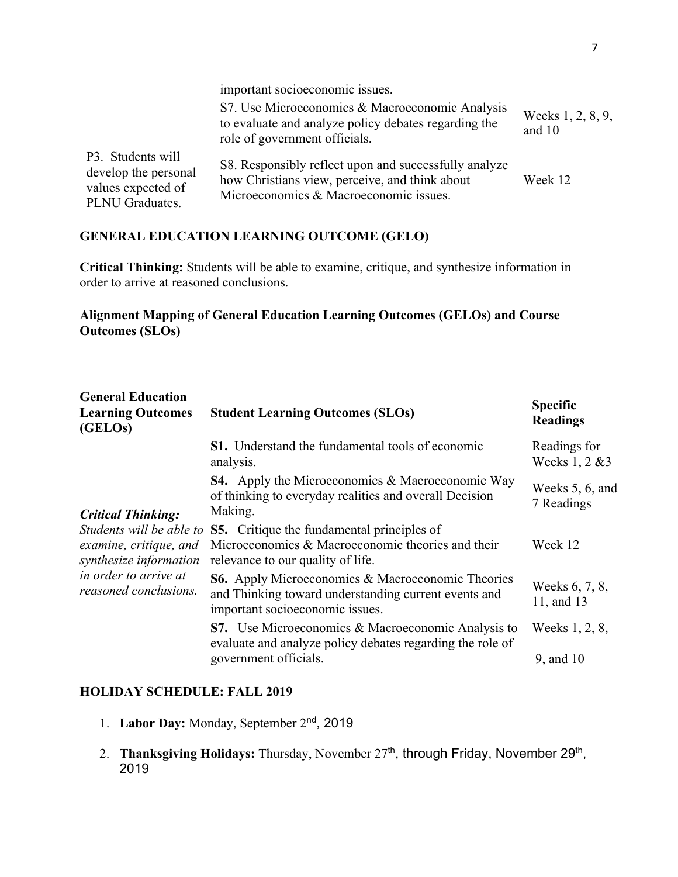| | important socioeconomic issues. | |
|---|---|---|
| | S7. Use Microeconomics & Macroeconomic Analysis to evaluate and analyze policy debates regarding the role of government officials. | Weeks 1, 2, 8, 9, and 10 |
| P3. Students will develop the personal values expected of PLNU Graduates. | S8. Responsibly reflect upon and successfully analyze how Christians view, perceive, and think about Microeconomics & Macroeconomic issues. | Week 12 |

### GENERAL EDUCATION LEARNING OUTCOME (GELO)

**Critical Thinking:** Students will be able to examine, critique, and synthesize information in order to arrive at reasoned conclusions.

### Alignment Mapping of General Education Learning Outcomes (GELOs) and Course Outcomes (SLOs)

| General Education Learning Outcomes (GELOs) | Student Learning Outcomes (SLOs) | Specific Readings |
|---|---|---|
| ***Critical Thinking:*** *Students will be able to examine, critique, and synthesize information in order to arrive at reasoned conclusions.* | **S1.** Understand the fundamental tools of economic analysis. | Readings for Weeks 1, 2 &3 |
| | **S4.** Apply the Microeconomics & Macroeconomic Way of thinking to everyday realities and overall Decision Making. | Weeks 5, 6, and 7 Readings |
| | **S5.** Critique the fundamental principles of Microeconomics & Macroeconomic theories and their relevance to our quality of life. | Week 12 |
| | **S6.** Apply Microeconomics & Macroeconomic Theories and Thinking toward understanding current events and important socioeconomic issues. | Weeks 6, 7, 8, 11, and 13 |
| | **S7.** Use Microeconomics & Macroeconomic Analysis to evaluate and analyze policy debates regarding the role of government officials. | Weeks 1, 2, 8, 9, and 10 |

### HOLIDAY SCHEDULE: FALL 2019

1. **Labor Day:** Monday, September 2nd, 2019
2. **Thanksgiving Holidays:** Thursday, November 27th, through Friday, November 29th, 2019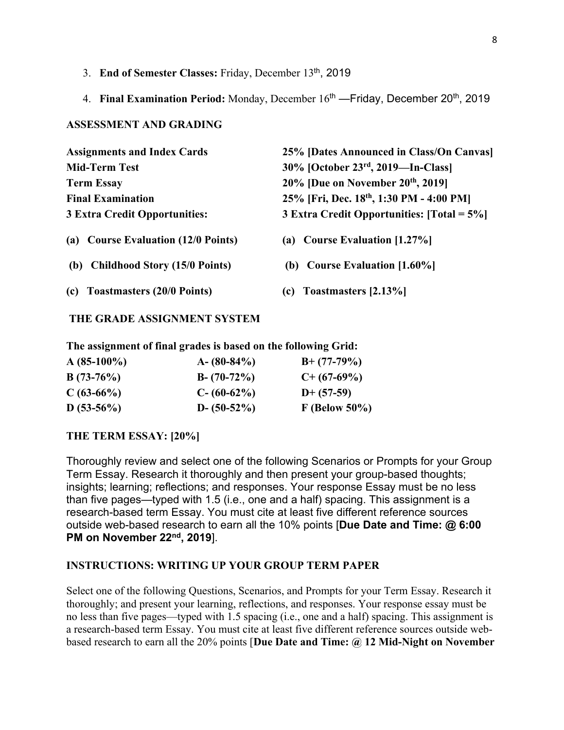3. **End of Semester Classes:** Friday, December 13th, 2019

4. **Final Examination Period:** Monday, December 16th —Friday, December 20th, 2019

**ASSESSMENT AND GRADING**

| | |
|---|---|
| **Assignments and Index Cards** | **25% [Dates Announced in Class/On Canvas]** |
| **Mid-Term Test** | **30% [October 23rd, 2019—In-Class]** |
| **Term Essay** | **20% [Due on November 20th, 2019]** |
| **Final Examination** | **25% [Fri, Dec. 18th, 1:30 PM - 4:00 PM]** |
| **3 Extra Credit Opportunities:** | **3 Extra Credit Opportunities: [Total = 5%]** |
| **(a) Course Evaluation (12/0 Points)** | **(a) Course Evaluation [1.27%]** |
| **(b) Childhood Story (15/0 Points)** | **(b) Course Evaluation [1.60%]** |
| **(c) Toastmasters (20/0 Points)** | **(c) Toastmasters [2.13%]** |

**THE GRADE ASSIGNMENT SYSTEM**

**The assignment of final grades is based on the following Grid:**

| | | |
|---|---|---|
| **A (85-100%)** | **A- (80-84%)** | **B+ (77-79%)** |
| **B (73-76%)** | **B- (70-72%)** | **C+ (67-69%)** |
| **C (63-66%)** | **C- (60-62%)** | **D+ (57-59)** |
| **D (53-56%)** | **D- (50-52%)** | **F (Below 50%)** |

**THE TERM ESSAY: [20%]**

Thoroughly review and select one of the following Scenarios or Prompts for your Group Term Essay. Research it thoroughly and then present your group-based thoughts; insights; learning; reflections; and responses. Your response Essay must be no less than five pages—typed with 1.5 (i.e., one and a half) spacing. This assignment is a research-based term Essay. You must cite at least five different reference sources outside web-based research to earn all the 10% points [**Due Date and Time: @ 6:00 PM on November 22nd, 2019**].

**INSTRUCTIONS: WRITING UP YOUR GROUP TERM PAPER**

Select one of the following Questions, Scenarios, and Prompts for your Term Essay. Research it thoroughly; and present your learning, reflections, and responses. Your response essay must be no less than five pages—typed with 1.5 spacing (i.e., one and a half) spacing. This assignment is a research-based term Essay. You must cite at least five different reference sources outside web-based research to earn all the 20% points [**Due Date and Time: @ 12 Mid-Night on November**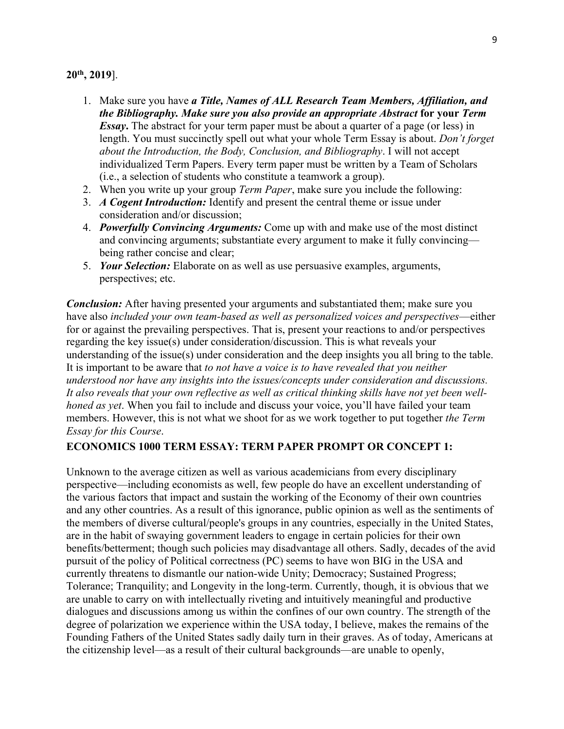**20th, 2019**].

1. Make sure you have ***a Title, Names of ALL Research Team Members, Affiliation, and the Bibliography. Make sure you also provide an appropriate Abstract*** **for your *Term Essay*.** The abstract for your term paper must be about a quarter of a page (or less) in length. You must succinctly spell out what your whole Term Essay is about. *Don't forget about the Introduction, the Body, Conclusion, and Bibliography*. I will not accept individualized Term Papers. Every term paper must be written by a Team of Scholars (i.e., a selection of students who constitute a teamwork a group).
2. When you write up your group *Term Paper*, make sure you include the following:
3. ***A Cogent Introduction:*** Identify and present the central theme or issue under consideration and/or discussion;
4. ***Powerfully Convincing Arguments:*** Come up with and make use of the most distinct and convincing arguments; substantiate every argument to make it fully convincing—being rather concise and clear;
5. ***Your Selection:*** Elaborate on as well as use persuasive examples, arguments, perspectives; etc.

***Conclusion:*** After having presented your arguments and substantiated them; make sure you have also *included your own team-based as well as personalized voices and perspectives*—either for or against the prevailing perspectives. That is, present your reactions to and/or perspectives regarding the key issue(s) under consideration/discussion. This is what reveals your understanding of the issue(s) under consideration and the deep insights you all bring to the table. It is important to be aware that *to not have a voice is to have revealed that you neither understood nor have any insights into the issues/concepts under consideration and discussions. It also reveals that your own reflective as well as critical thinking skills have not yet been well-honed as yet*. When you fail to include and discuss your voice, you'll have failed your team members. However, this is not what we shoot for as we work together to put together *the Term Essay for this Course*.

**ECONOMICS 1000 TERM ESSAY: TERM PAPER PROMPT OR CONCEPT 1:**

Unknown to the average citizen as well as various academicians from every disciplinary perspective—including economists as well, few people do have an excellent understanding of the various factors that impact and sustain the working of the Economy of their own countries and any other countries. As a result of this ignorance, public opinion as well as the sentiments of the members of diverse cultural/people's groups in any countries, especially in the United States, are in the habit of swaying government leaders to engage in certain policies for their own benefits/betterment; though such policies may disadvantage all others. Sadly, decades of the avid pursuit of the policy of Political correctness (PC) seems to have won BIG in the USA and currently threatens to dismantle our nation-wide Unity; Democracy; Sustained Progress; Tolerance; Tranquility; and Longevity in the long-term. Currently, though, it is obvious that we are unable to carry on with intellectually riveting and intuitively meaningful and productive dialogues and discussions among us within the confines of our own country. The strength of the degree of polarization we experience within the USA today, I believe, makes the remains of the Founding Fathers of the United States sadly daily turn in their graves. As of today, Americans at the citizenship level—as a result of their cultural backgrounds—are unable to openly,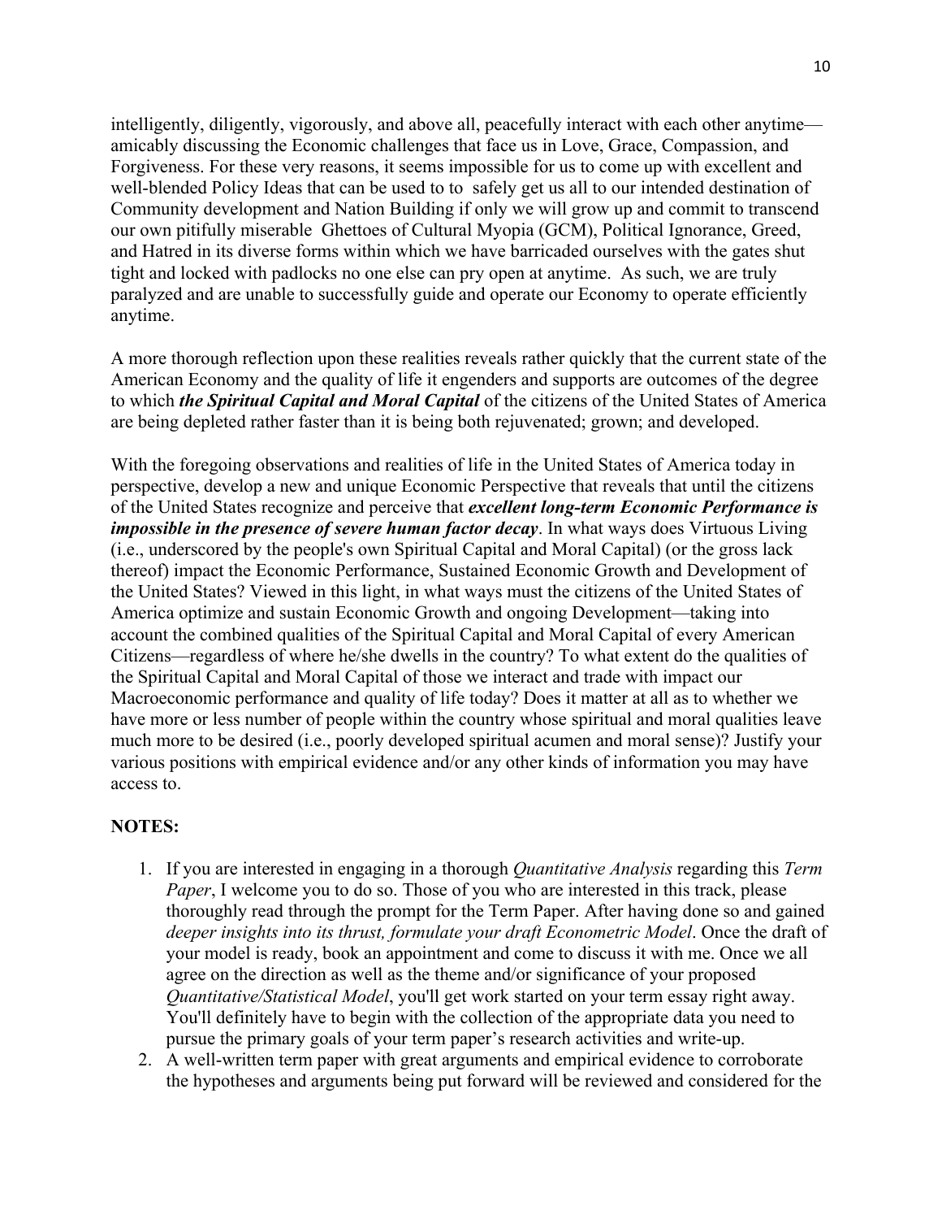intelligently, diligently, vigorously, and above all, peacefully interact with each other anytime—amicably discussing the Economic challenges that face us in Love, Grace, Compassion, and Forgiveness. For these very reasons, it seems impossible for us to come up with excellent and well-blended Policy Ideas that can be used to to safely get us all to our intended destination of Community development and Nation Building if only we will grow up and commit to transcend our own pitifully miserable Ghettoes of Cultural Myopia (GCM), Political Ignorance, Greed, and Hatred in its diverse forms within which we have barricaded ourselves with the gates shut tight and locked with padlocks no one else can pry open at anytime. As such, we are truly paralyzed and are unable to successfully guide and operate our Economy to operate efficiently anytime.

A more thorough reflection upon these realities reveals rather quickly that the current state of the American Economy and the quality of life it engenders and supports are outcomes of the degree to which ***the Spiritual Capital and Moral Capital*** of the citizens of the United States of America are being depleted rather faster than it is being both rejuvenated; grown; and developed.

With the foregoing observations and realities of life in the United States of America today in perspective, develop a new and unique Economic Perspective that reveals that until the citizens of the United States recognize and perceive that ***excellent long-term Economic Performance is impossible in the presence of severe human factor decay***. In what ways does Virtuous Living (i.e., underscored by the people's own Spiritual Capital and Moral Capital) (or the gross lack thereof) impact the Economic Performance, Sustained Economic Growth and Development of the United States? Viewed in this light, in what ways must the citizens of the United States of America optimize and sustain Economic Growth and ongoing Development—taking into account the combined qualities of the Spiritual Capital and Moral Capital of every American Citizens—regardless of where he/she dwells in the country? To what extent do the qualities of the Spiritual Capital and Moral Capital of those we interact and trade with impact our Macroeconomic performance and quality of life today? Does it matter at all as to whether we have more or less number of people within the country whose spiritual and moral qualities leave much more to be desired (i.e., poorly developed spiritual acumen and moral sense)? Justify your various positions with empirical evidence and/or any other kinds of information you may have access to.

**NOTES:**

1. If you are interested in engaging in a thorough *Quantitative Analysis* regarding this *Term Paper*, I welcome you to do so. Those of you who are interested in this track, please thoroughly read through the prompt for the Term Paper. After having done so and gained *deeper insights into its thrust, formulate your draft Econometric Model*. Once the draft of your model is ready, book an appointment and come to discuss it with me. Once we all agree on the direction as well as the theme and/or significance of your proposed *Quantitative/Statistical Model*, you'll get work started on your term essay right away. You'll definitely have to begin with the collection of the appropriate data you need to pursue the primary goals of your term paper's research activities and write-up.
2. A well-written term paper with great arguments and empirical evidence to corroborate the hypotheses and arguments being put forward will be reviewed and considered for the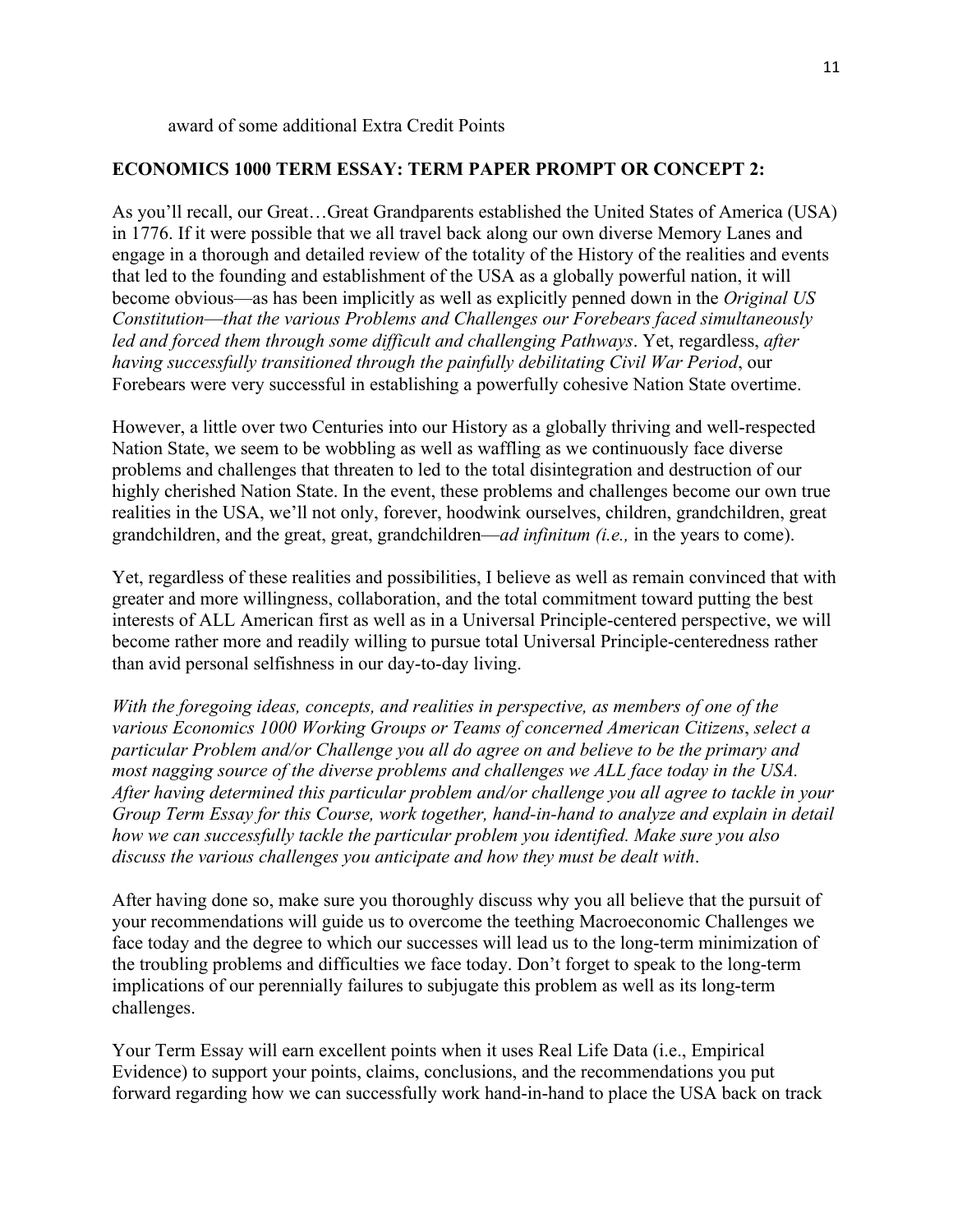award of some additional Extra Credit Points

**ECONOMICS 1000 TERM ESSAY: TERM PAPER PROMPT OR CONCEPT 2:**

As you'll recall, our Great…Great Grandparents established the United States of America (USA) in 1776. If it were possible that we all travel back along our own diverse Memory Lanes and engage in a thorough and detailed review of the totality of the History of the realities and events that led to the founding and establishment of the USA as a globally powerful nation, it will become obvious—as has been implicitly as well as explicitly penned down in the *Original US Constitution*—*that the various Problems and Challenges our Forebears faced simultaneously led and forced them through some difficult and challenging Pathways*. Yet, regardless, *after having successfully transitioned through the painfully debilitating Civil War Period*, our Forebears were very successful in establishing a powerfully cohesive Nation State overtime.

However, a little over two Centuries into our History as a globally thriving and well-respected Nation State, we seem to be wobbling as well as waffling as we continuously face diverse problems and challenges that threaten to led to the total disintegration and destruction of our highly cherished Nation State. In the event, these problems and challenges become our own true realities in the USA, we'll not only, forever, hoodwink ourselves, children, grandchildren, great grandchildren, and the great, great, grandchildren—*ad infinitum (i.e.,* in the years to come).

Yet, regardless of these realities and possibilities, I believe as well as remain convinced that with greater and more willingness, collaboration, and the total commitment toward putting the best interests of ALL American first as well as in a Universal Principle-centered perspective, we will become rather more and readily willing to pursue total Universal Principle-centeredness rather than avid personal selfishness in our day-to-day living.

*With the foregoing ideas, concepts, and realities in perspective, as members of one of the various Economics 1000 Working Groups or Teams of concerned American Citizens*, *select a particular Problem and/or Challenge you all do agree on and believe to be the primary and most nagging source of the diverse problems and challenges we ALL face today in the USA. After having determined this particular problem and/or challenge you all agree to tackle in your Group Term Essay for this Course, work together, hand-in-hand to analyze and explain in detail how we can successfully tackle the particular problem you identified. Make sure you also discuss the various challenges you anticipate and how they must be dealt with*.

After having done so, make sure you thoroughly discuss why you all believe that the pursuit of your recommendations will guide us to overcome the teething Macroeconomic Challenges we face today and the degree to which our successes will lead us to the long-term minimization of the troubling problems and difficulties we face today. Don't forget to speak to the long-term implications of our perennially failures to subjugate this problem as well as its long-term challenges.

Your Term Essay will earn excellent points when it uses Real Life Data (i.e., Empirical Evidence) to support your points, claims, conclusions, and the recommendations you put forward regarding how we can successfully work hand-in-hand to place the USA back on track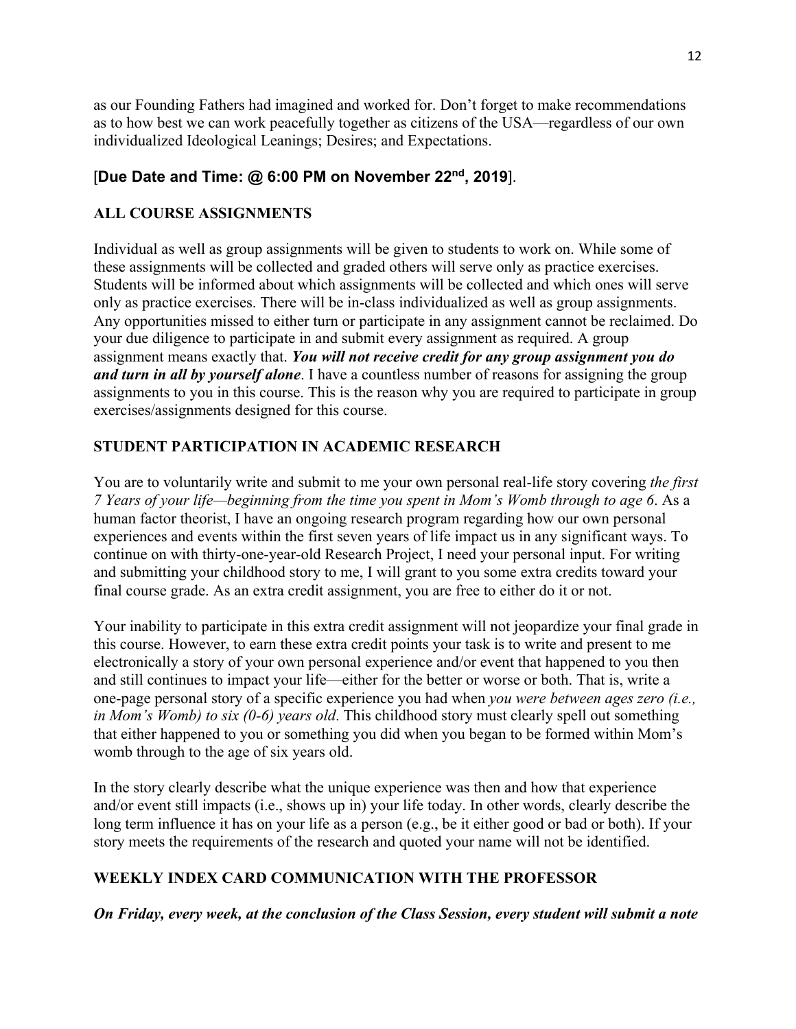as our Founding Fathers had imagined and worked for. Don't forget to make recommendations as to how best we can work peacefully together as citizens of the USA—regardless of our own individualized Ideological Leanings; Desires; and Expectations.

[**Due Date and Time: @ 6:00 PM on November 22nd, 2019**].

## ALL COURSE ASSIGNMENTS

Individual as well as group assignments will be given to students to work on. While some of these assignments will be collected and graded others will serve only as practice exercises. Students will be informed about which assignments will be collected and which ones will serve only as practice exercises. There will be in-class individualized as well as group assignments. Any opportunities missed to either turn or participate in any assignment cannot be reclaimed. Do your due diligence to participate in and submit every assignment as required. A group assignment means exactly that. ***You will not receive credit for any group assignment you do and turn in all by yourself alone***. I have a countless number of reasons for assigning the group assignments to you in this course. This is the reason why you are required to participate in group exercises/assignments designed for this course.

## STUDENT PARTICIPATION IN ACADEMIC RESEARCH

You are to voluntarily write and submit to me your own personal real-life story covering *the first 7 Years of your life—beginning from the time you spent in Mom's Womb through to age 6*. As a human factor theorist, I have an ongoing research program regarding how our own personal experiences and events within the first seven years of life impact us in any significant ways. To continue on with thirty-one-year-old Research Project, I need your personal input. For writing and submitting your childhood story to me, I will grant to you some extra credits toward your final course grade. As an extra credit assignment, you are free to either do it or not.

Your inability to participate in this extra credit assignment will not jeopardize your final grade in this course. However, to earn these extra credit points your task is to write and present to me electronically a story of your own personal experience and/or event that happened to you then and still continues to impact your life—either for the better or worse or both. That is, write a one-page personal story of a specific experience you had when *you were between ages zero (i.e., in Mom's Womb) to six (0-6) years old*. This childhood story must clearly spell out something that either happened to you or something you did when you began to be formed within Mom's womb through to the age of six years old.

In the story clearly describe what the unique experience was then and how that experience and/or event still impacts (i.e., shows up in) your life today. In other words, clearly describe the long term influence it has on your life as a person (e.g., be it either good or bad or both). If your story meets the requirements of the research and quoted your name will not be identified.

## WEEKLY INDEX CARD COMMUNICATION WITH THE PROFESSOR

***On Friday, every week, at the conclusion of the Class Session, every student will submit a note***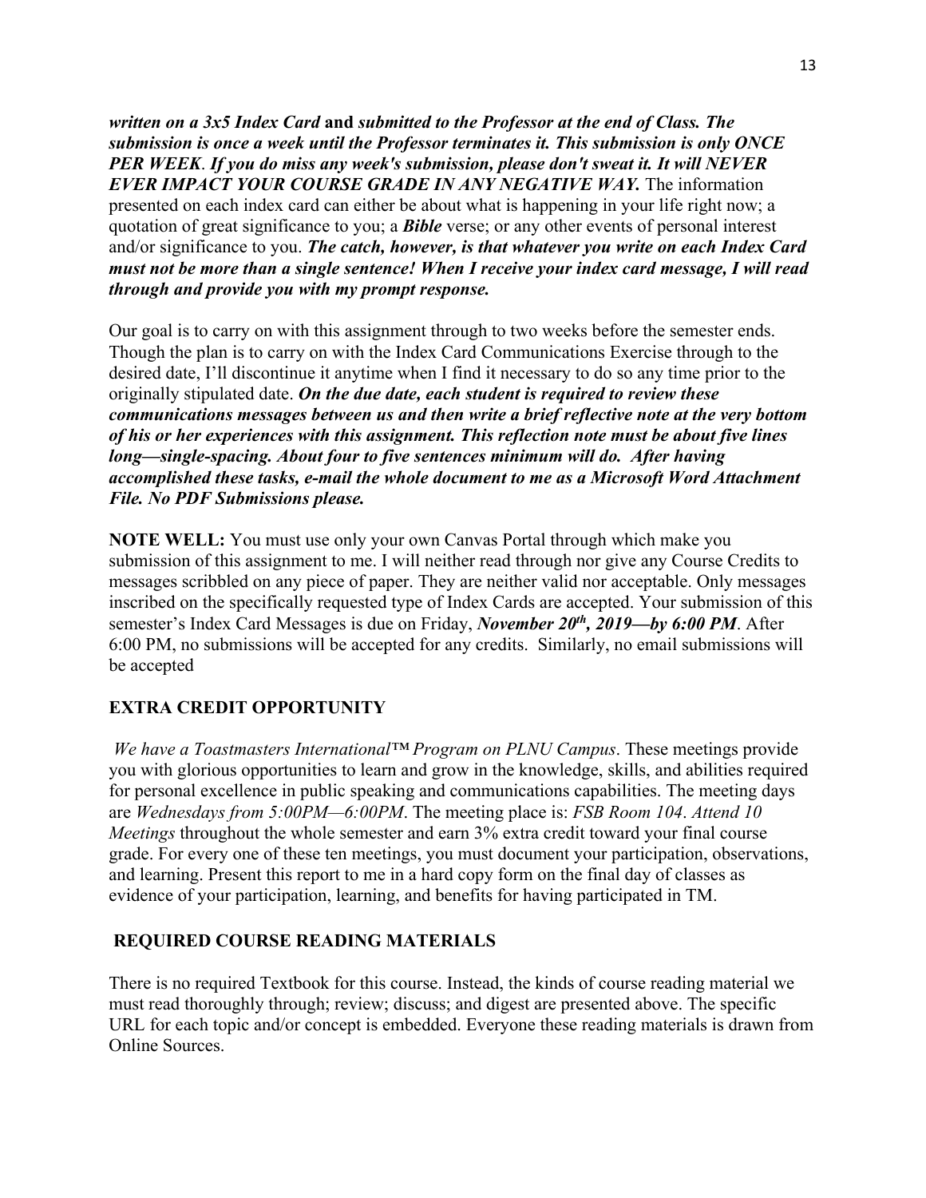***written on a 3x5 Index Card*** **and** ***submitted to the Professor at the end of Class. The submission is once a week until the Professor terminates it. This submission is only ONCE PER WEEK*****.** ***If you do miss any week's submission, please don't sweat it. It will NEVER EVER IMPACT YOUR COURSE GRADE IN ANY NEGATIVE WAY.*** The information presented on each index card can either be about what is happening in your life right now; a quotation of great significance to you; a ***Bible*** verse; or any other events of personal interest and/or significance to you. ***The catch, however, is that whatever you write on each Index Card must not be more than a single sentence! When I receive your index card message, I will read through and provide you with my prompt response.***

Our goal is to carry on with this assignment through to two weeks before the semester ends. Though the plan is to carry on with the Index Card Communications Exercise through to the desired date, I'll discontinue it anytime when I find it necessary to do so any time prior to the originally stipulated date. ***On the due date, each student is required to review these communications messages between us and then write a brief reflective note at the very bottom of his or her experiences with this assignment. This reflection note must be about five lines long—single-spacing. About four to five sentences minimum will do. After having accomplished these tasks, e-mail the whole document to me as a Microsoft Word Attachment File. No PDF Submissions please.***

**NOTE WELL:** You must use only your own Canvas Portal through which make you submission of this assignment to me. I will neither read through nor give any Course Credits to messages scribbled on any piece of paper. They are neither valid nor acceptable. Only messages inscribed on the specifically requested type of Index Cards are accepted. Your submission of this semester's Index Card Messages is due on Friday, ***November 20th, 2019—by 6:00 PM***. After 6:00 PM, no submissions will be accepted for any credits. Similarly, no email submissions will be accepted

## EXTRA CREDIT OPPORTUNITY

*We have a Toastmasters International™ Program on PLNU Campus*. These meetings provide you with glorious opportunities to learn and grow in the knowledge, skills, and abilities required for personal excellence in public speaking and communications capabilities. The meeting days are *Wednesdays from 5:00PM—6:00PM*. The meeting place is: *FSB Room 104*. *Attend 10 Meetings* throughout the whole semester and earn 3% extra credit toward your final course grade. For every one of these ten meetings, you must document your participation, observations, and learning. Present this report to me in a hard copy form on the final day of classes as evidence of your participation, learning, and benefits for having participated in TM.

## REQUIRED COURSE READING MATERIALS

There is no required Textbook for this course. Instead, the kinds of course reading material we must read thoroughly through; review; discuss; and digest are presented above. The specific URL for each topic and/or concept is embedded. Everyone these reading materials is drawn from Online Sources.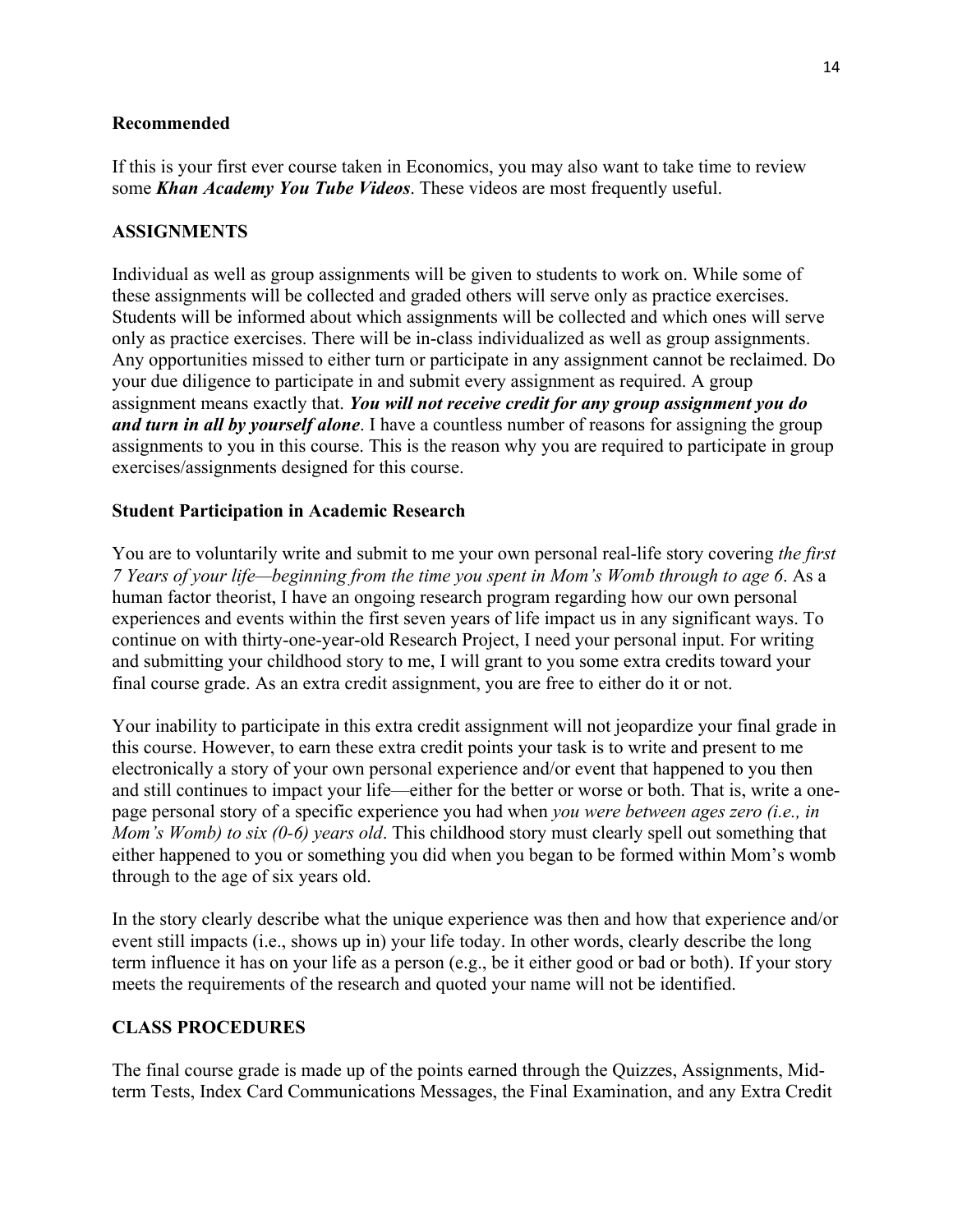**Recommended**

If this is your first ever course taken in Economics, you may also want to take time to review some ***Khan Academy You Tube Videos***. These videos are most frequently useful.

**ASSIGNMENTS**

Individual as well as group assignments will be given to students to work on. While some of these assignments will be collected and graded others will serve only as practice exercises. Students will be informed about which assignments will be collected and which ones will serve only as practice exercises. There will be in-class individualized as well as group assignments. Any opportunities missed to either turn or participate in any assignment cannot be reclaimed. Do your due diligence to participate in and submit every assignment as required. A group assignment means exactly that. ***You will not receive credit for any group assignment you do and turn in all by yourself alone***. I have a countless number of reasons for assigning the group assignments to you in this course. This is the reason why you are required to participate in group exercises/assignments designed for this course.

**Student Participation in Academic Research**

You are to voluntarily write and submit to me your own personal real-life story covering *the first 7 Years of your life—beginning from the time you spent in Mom's Womb through to age 6*. As a human factor theorist, I have an ongoing research program regarding how our own personal experiences and events within the first seven years of life impact us in any significant ways. To continue on with thirty-one-year-old Research Project, I need your personal input. For writing and submitting your childhood story to me, I will grant to you some extra credits toward your final course grade. As an extra credit assignment, you are free to either do it or not.

Your inability to participate in this extra credit assignment will not jeopardize your final grade in this course. However, to earn these extra credit points your task is to write and present to me electronically a story of your own personal experience and/or event that happened to you then and still continues to impact your life—either for the better or worse or both. That is, write a one-page personal story of a specific experience you had when *you were between ages zero (i.e., in Mom's Womb) to six (0-6) years old*. This childhood story must clearly spell out something that either happened to you or something you did when you began to be formed within Mom's womb through to the age of six years old.

In the story clearly describe what the unique experience was then and how that experience and/or event still impacts (i.e., shows up in) your life today. In other words, clearly describe the long term influence it has on your life as a person (e.g., be it either good or bad or both). If your story meets the requirements of the research and quoted your name will not be identified.

**CLASS PROCEDURES**

The final course grade is made up of the points earned through the Quizzes, Assignments, Mid-term Tests, Index Card Communications Messages, the Final Examination, and any Extra Credit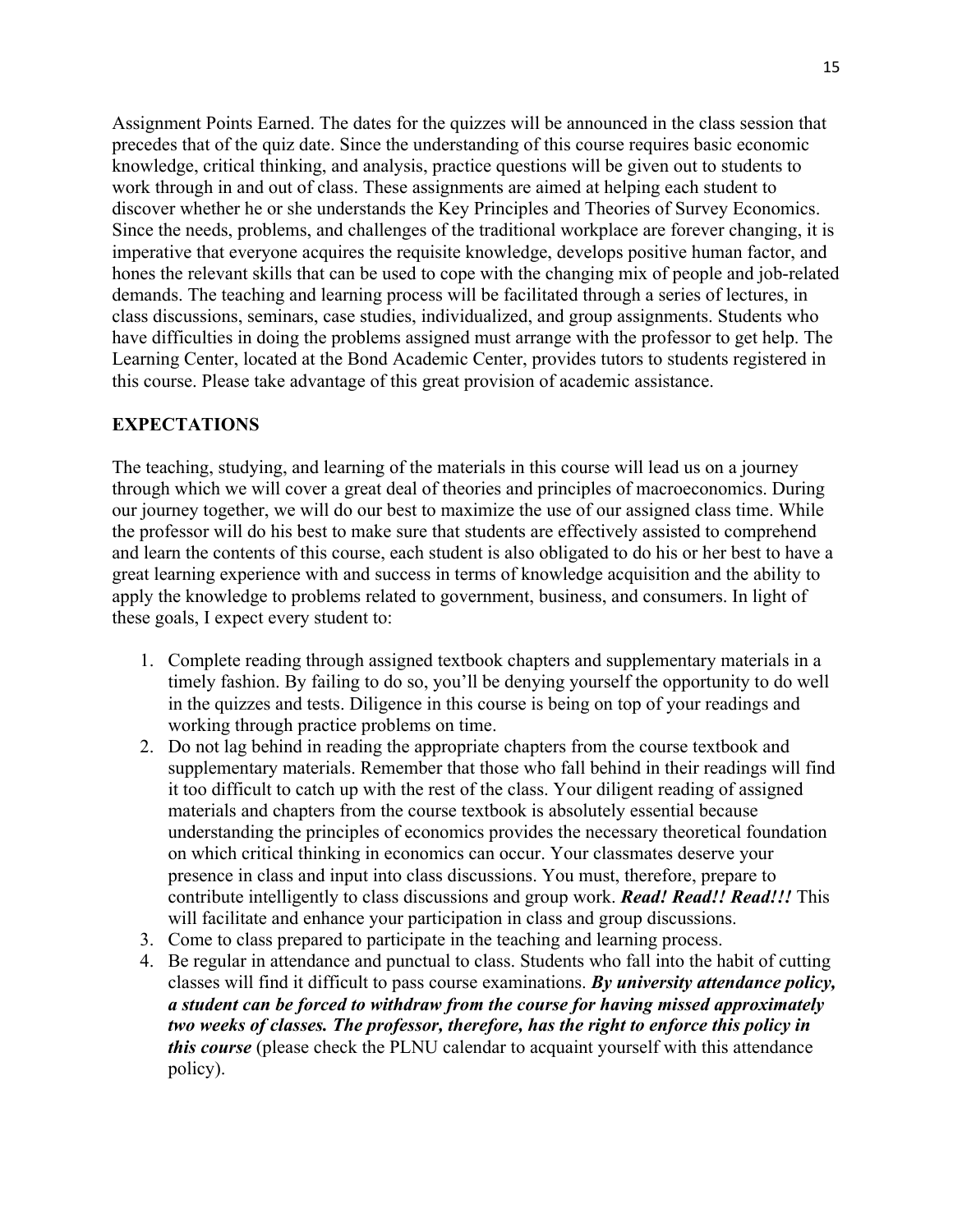Assignment Points Earned. The dates for the quizzes will be announced in the class session that precedes that of the quiz date. Since the understanding of this course requires basic economic knowledge, critical thinking, and analysis, practice questions will be given out to students to work through in and out of class. These assignments are aimed at helping each student to discover whether he or she understands the Key Principles and Theories of Survey Economics. Since the needs, problems, and challenges of the traditional workplace are forever changing, it is imperative that everyone acquires the requisite knowledge, develops positive human factor, and hones the relevant skills that can be used to cope with the changing mix of people and job-related demands. The teaching and learning process will be facilitated through a series of lectures, in class discussions, seminars, case studies, individualized, and group assignments. Students who have difficulties in doing the problems assigned must arrange with the professor to get help. The Learning Center, located at the Bond Academic Center, provides tutors to students registered in this course. Please take advantage of this great provision of academic assistance.

## EXPECTATIONS

The teaching, studying, and learning of the materials in this course will lead us on a journey through which we will cover a great deal of theories and principles of macroeconomics. During our journey together, we will do our best to maximize the use of our assigned class time. While the professor will do his best to make sure that students are effectively assisted to comprehend and learn the contents of this course, each student is also obligated to do his or her best to have a great learning experience with and success in terms of knowledge acquisition and the ability to apply the knowledge to problems related to government, business, and consumers. In light of these goals, I expect every student to:

1. Complete reading through assigned textbook chapters and supplementary materials in a timely fashion. By failing to do so, you'll be denying yourself the opportunity to do well in the quizzes and tests. Diligence in this course is being on top of your readings and working through practice problems on time.
2. Do not lag behind in reading the appropriate chapters from the course textbook and supplementary materials. Remember that those who fall behind in their readings will find it too difficult to catch up with the rest of the class. Your diligent reading of assigned materials and chapters from the course textbook is absolutely essential because understanding the principles of economics provides the necessary theoretical foundation on which critical thinking in economics can occur. Your classmates deserve your presence in class and input into class discussions. You must, therefore, prepare to contribute intelligently to class discussions and group work. ***Read! Read!! Read!!!*** This will facilitate and enhance your participation in class and group discussions.
3. Come to class prepared to participate in the teaching and learning process.
4. Be regular in attendance and punctual to class. Students who fall into the habit of cutting classes will find it difficult to pass course examinations. ***By university attendance policy, a student can be forced to withdraw from the course for having missed approximately two weeks of classes. The professor, therefore, has the right to enforce this policy in this course*** (please check the PLNU calendar to acquaint yourself with this attendance policy).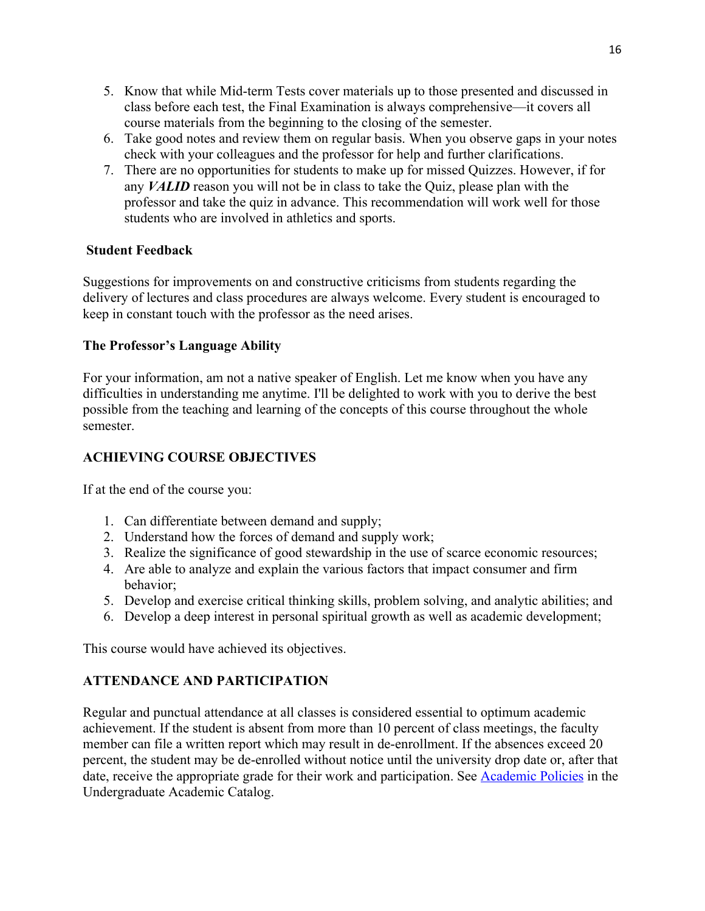5. Know that while Mid-term Tests cover materials up to those presented and discussed in class before each test, the Final Examination is always comprehensive—it covers all course materials from the beginning to the closing of the semester.
6. Take good notes and review them on regular basis. When you observe gaps in your notes check with your colleagues and the professor for help and further clarifications.
7. There are no opportunities for students to make up for missed Quizzes. However, if for any ***VALID*** reason you will not be in class to take the Quiz, please plan with the professor and take the quiz in advance. This recommendation will work well for those students who are involved in athletics and sports.

**Student Feedback**

Suggestions for improvements on and constructive criticisms from students regarding the delivery of lectures and class procedures are always welcome. Every student is encouraged to keep in constant touch with the professor as the need arises.

**The Professor's Language Ability**

For your information, am not a native speaker of English. Let me know when you have any difficulties in understanding me anytime. I'll be delighted to work with you to derive the best possible from the teaching and learning of the concepts of this course throughout the whole semester.

## ACHIEVING COURSE OBJECTIVES

If at the end of the course you:

1. Can differentiate between demand and supply;
2. Understand how the forces of demand and supply work;
3. Realize the significance of good stewardship in the use of scarce economic resources;
4. Are able to analyze and explain the various factors that impact consumer and firm behavior;
5. Develop and exercise critical thinking skills, problem solving, and analytic abilities; and
6. Develop a deep interest in personal spiritual growth as well as academic development;

This course would have achieved its objectives.

## ATTENDANCE AND PARTICIPATION

Regular and punctual attendance at all classes is considered essential to optimum academic achievement. If the student is absent from more than 10 percent of class meetings, the faculty member can file a written report which may result in de-enrollment. If the absences exceed 20 percent, the student may be de-enrolled without notice until the university drop date or, after that date, receive the appropriate grade for their work and participation. See [Academic Policies] in the Undergraduate Academic Catalog.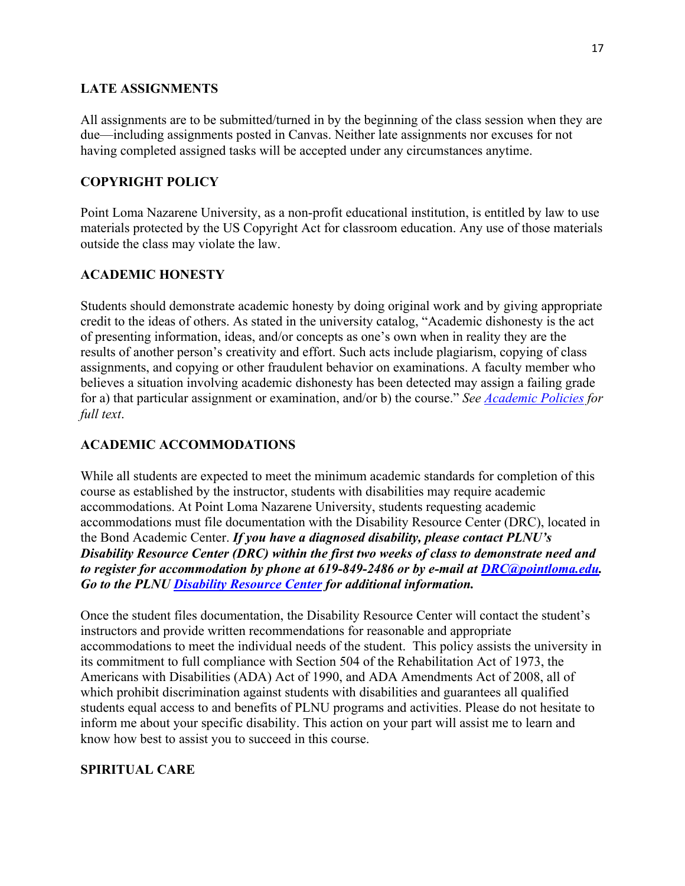## LATE ASSIGNMENTS

All assignments are to be submitted/turned in by the beginning of the class session when they are due—including assignments posted in Canvas. Neither late assignments nor excuses for not having completed assigned tasks will be accepted under any circumstances anytime.

## COPYRIGHT POLICY

Point Loma Nazarene University, as a non-profit educational institution, is entitled by law to use materials protected by the US Copyright Act for classroom education. Any use of those materials outside the class may violate the law.

## ACADEMIC HONESTY

Students should demonstrate academic honesty by doing original work and by giving appropriate credit to the ideas of others. As stated in the university catalog, "Academic dishonesty is the act of presenting information, ideas, and/or concepts as one's own when in reality they are the results of another person's creativity and effort. Such acts include plagiarism, copying of class assignments, and copying or other fraudulent behavior on examinations. A faculty member who believes a situation involving academic dishonesty has been detected may assign a failing grade for a) that particular assignment or examination, and/or b) the course." *See Academic Policies for full text*.

## ACADEMIC ACCOMMODATIONS

While all students are expected to meet the minimum academic standards for completion of this course as established by the instructor, students with disabilities may require academic accommodations. At Point Loma Nazarene University, students requesting academic accommodations must file documentation with the Disability Resource Center (DRC), located in the Bond Academic Center. ***If you have a diagnosed disability, please contact PLNU's Disability Resource Center (DRC) within the first two weeks of class to demonstrate need and to register for accommodation by phone at 619-849-2486 or by e-mail at DRC@pointloma.edu. Go to the PLNU Disability Resource Center for additional information.***

Once the student files documentation, the Disability Resource Center will contact the student's instructors and provide written recommendations for reasonable and appropriate accommodations to meet the individual needs of the student. This policy assists the university in its commitment to full compliance with Section 504 of the Rehabilitation Act of 1973, the Americans with Disabilities (ADA) Act of 1990, and ADA Amendments Act of 2008, all of which prohibit discrimination against students with disabilities and guarantees all qualified students equal access to and benefits of PLNU programs and activities. Please do not hesitate to inform me about your specific disability. This action on your part will assist me to learn and know how best to assist you to succeed in this course.

## SPIRITUAL CARE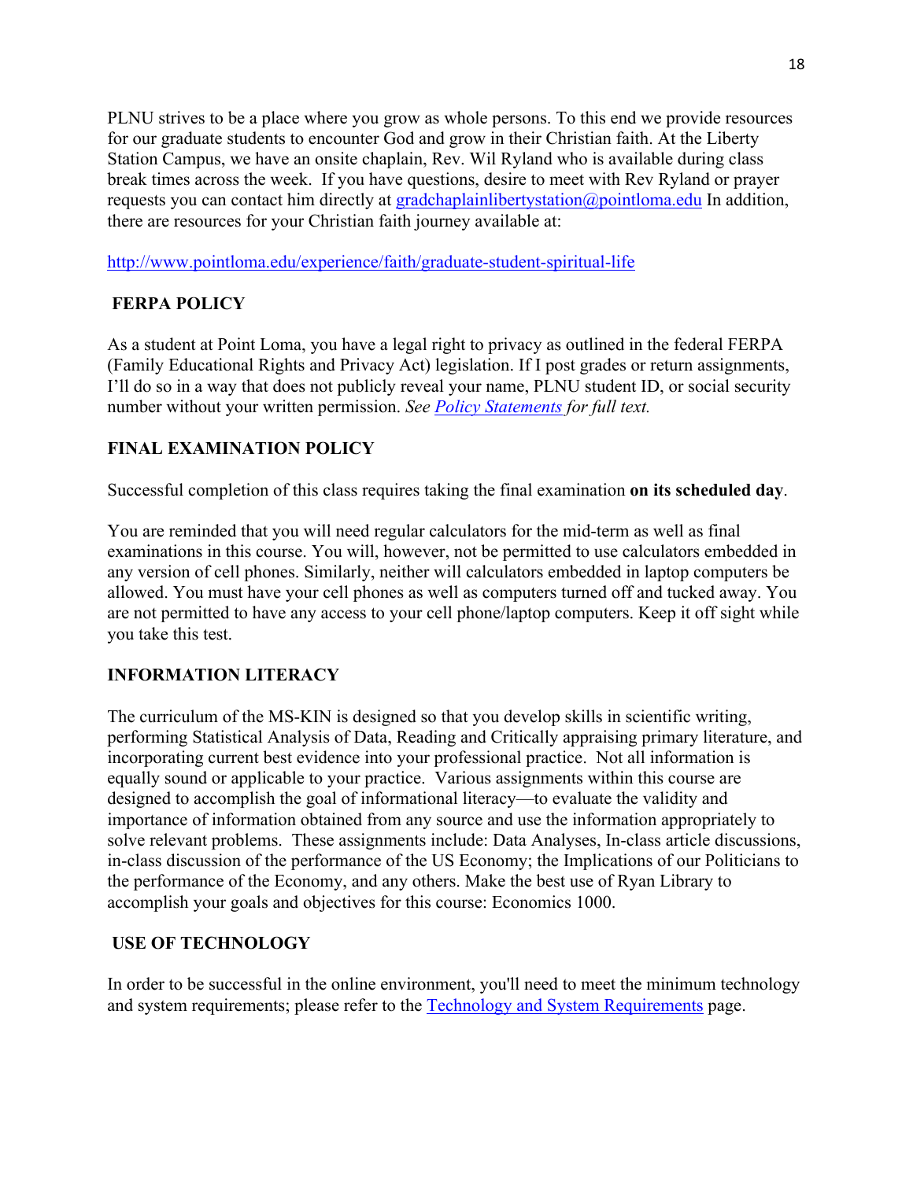PLNU strives to be a place where you grow as whole persons. To this end we provide resources for our graduate students to encounter God and grow in their Christian faith. At the Liberty Station Campus, we have an onsite chaplain, Rev. Wil Ryland who is available during class break times across the week. If you have questions, desire to meet with Rev Ryland or prayer requests you can contact him directly at gradchaplainlibertystation@pointloma.edu In addition, there are resources for your Christian faith journey available at:

http://www.pointloma.edu/experience/faith/graduate-student-spiritual-life

## FERPA POLICY

As a student at Point Loma, you have a legal right to privacy as outlined in the federal FERPA (Family Educational Rights and Privacy Act) legislation. If I post grades or return assignments, I'll do so in a way that does not publicly reveal your name, PLNU student ID, or social security number without your written permission. *See Policy Statements for full text.*

## FINAL EXAMINATION POLICY

Successful completion of this class requires taking the final examination **on its scheduled day**.

You are reminded that you will need regular calculators for the mid-term as well as final examinations in this course. You will, however, not be permitted to use calculators embedded in any version of cell phones. Similarly, neither will calculators embedded in laptop computers be allowed. You must have your cell phones as well as computers turned off and tucked away. You are not permitted to have any access to your cell phone/laptop computers. Keep it off sight while you take this test.

## INFORMATION LITERACY

The curriculum of the MS-KIN is designed so that you develop skills in scientific writing, performing Statistical Analysis of Data, Reading and Critically appraising primary literature, and incorporating current best evidence into your professional practice. Not all information is equally sound or applicable to your practice. Various assignments within this course are designed to accomplish the goal of informational literacy—to evaluate the validity and importance of information obtained from any source and use the information appropriately to solve relevant problems. These assignments include: Data Analyses, In-class article discussions, in-class discussion of the performance of the US Economy; the Implications of our Politicians to the performance of the Economy, and any others. Make the best use of Ryan Library to accomplish your goals and objectives for this course: Economics 1000.

## USE OF TECHNOLOGY

In order to be successful in the online environment, you'll need to meet the minimum technology and system requirements; please refer to the Technology and System Requirements page.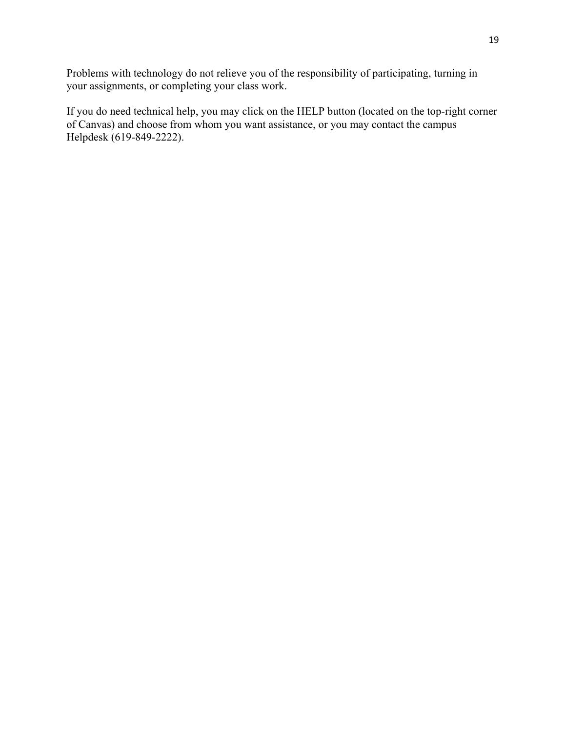Problems with technology do not relieve you of the responsibility of participating, turning in your assignments, or completing your class work.

If you do need technical help, you may click on the HELP button (located on the top-right corner of Canvas) and choose from whom you want assistance, or you may contact the campus Helpdesk (619-849-2222).